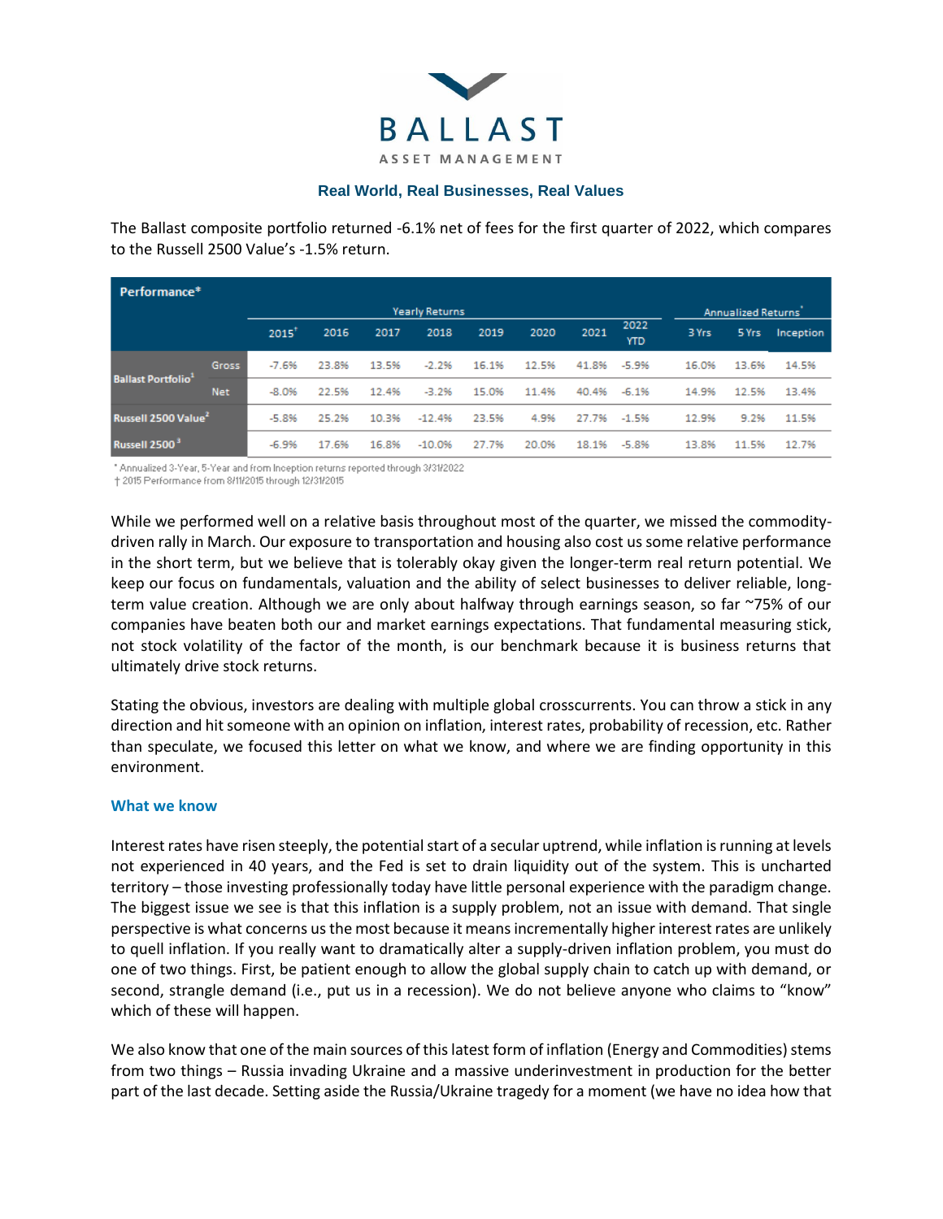BALLAST
ASSET MANAGEMENT

**Real World, Real Businesses, Real Values**

The Ballast composite portfolio returned -6.1% net of fees for the first quarter of 2022, which compares to the Russell 2500 Value's -1.5% return.

**Performance***

| | | Yearly Returns | | | | | | | | Annualized Returns* | | |
|---|---|---|---|---|---|---|---|---|---|---|---|---|
| | | 2015† | 2016 | 2017 | 2018 | 2019 | 2020 | 2021 | 2022 YTD | 3 Yrs | 5 Yrs | Inception |
| Ballast Portfolio[1] | Gross | -7.6% | 23.8% | 13.5% | -2.2% | 16.1% | 12.5% | 41.8% | -5.9% | 16.0% | 13.6% | 14.5% |
| | Net | -8.0% | 22.5% | 12.4% | -3.2% | 15.0% | 11.4% | 40.4% | -6.1% | 14.9% | 12.5% | 13.4% |
| Russell 2500 Value[2] | | -5.8% | 25.2% | 10.3% | -12.4% | 23.5% | 4.9% | 27.7% | -1.5% | 12.9% | 9.2% | 11.5% |
| Russell 2500[3] | | -6.9% | 17.6% | 16.8% | -10.0% | 27.7% | 20.0% | 18.1% | -5.8% | 13.8% | 11.5% | 12.7% |

* Annualized 3-Year, 5-Year and from Inception returns reported through 3/31/2022
† 2015 Performance from 8/11/2015 through 12/31/2015

While we performed well on a relative basis throughout most of the quarter, we missed the commodity-driven rally in March. Our exposure to transportation and housing also cost us some relative performance in the short term, but we believe that is tolerably okay given the longer-term real return potential. We keep our focus on fundamentals, valuation and the ability of select businesses to deliver reliable, long-term value creation. Although we are only about halfway through earnings season, so far ~75% of our companies have beaten both our and market earnings expectations. That fundamental measuring stick, not stock volatility of the factor of the month, is our benchmark because it is business returns that ultimately drive stock returns.

Stating the obvious, investors are dealing with multiple global crosscurrents. You can throw a stick in any direction and hit someone with an opinion on inflation, interest rates, probability of recession, etc. Rather than speculate, we focused this letter on what we know, and where we are finding opportunity in this environment.

### What we know

Interest rates have risen steeply, the potential start of a secular uptrend, while inflation is running at levels not experienced in 40 years, and the Fed is set to drain liquidity out of the system. This is uncharted territory – those investing professionally today have little personal experience with the paradigm change. The biggest issue we see is that this inflation is a supply problem, not an issue with demand. That single perspective is what concerns us the most because it means incrementally higher interest rates are unlikely to quell inflation. If you really want to dramatically alter a supply-driven inflation problem, you must do one of two things. First, be patient enough to allow the global supply chain to catch up with demand, or second, strangle demand (i.e., put us in a recession). We do not believe anyone who claims to "know" which of these will happen.

We also know that one of the main sources of this latest form of inflation (Energy and Commodities) stems from two things – Russia invading Ukraine and a massive underinvestment in production for the better part of the last decade. Setting aside the Russia/Ukraine tragedy for a moment (we have no idea how that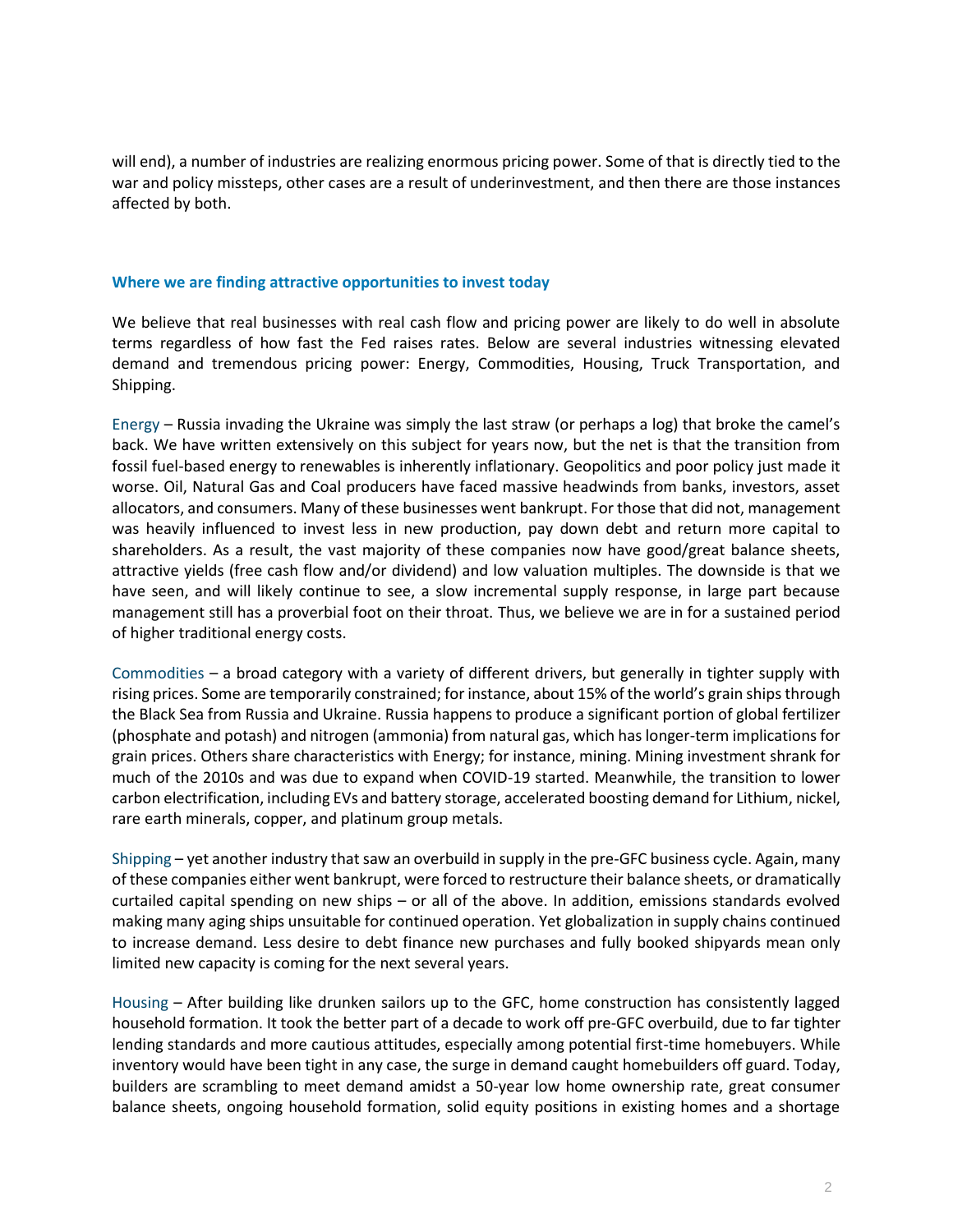will end), a number of industries are realizing enormous pricing power. Some of that is directly tied to the war and policy missteps, other cases are a result of underinvestment, and then there are those instances affected by both.

## Where we are finding attractive opportunities to invest today

We believe that real businesses with real cash flow and pricing power are likely to do well in absolute terms regardless of how fast the Fed raises rates. Below are several industries witnessing elevated demand and tremendous pricing power: Energy, Commodities, Housing, Truck Transportation, and Shipping.

Energy – Russia invading the Ukraine was simply the last straw (or perhaps a log) that broke the camel's back. We have written extensively on this subject for years now, but the net is that the transition from fossil fuel-based energy to renewables is inherently inflationary. Geopolitics and poor policy just made it worse. Oil, Natural Gas and Coal producers have faced massive headwinds from banks, investors, asset allocators, and consumers. Many of these businesses went bankrupt. For those that did not, management was heavily influenced to invest less in new production, pay down debt and return more capital to shareholders. As a result, the vast majority of these companies now have good/great balance sheets, attractive yields (free cash flow and/or dividend) and low valuation multiples. The downside is that we have seen, and will likely continue to see, a slow incremental supply response, in large part because management still has a proverbial foot on their throat. Thus, we believe we are in for a sustained period of higher traditional energy costs.

Commodities – a broad category with a variety of different drivers, but generally in tighter supply with rising prices. Some are temporarily constrained; for instance, about 15% of the world's grain ships through the Black Sea from Russia and Ukraine. Russia happens to produce a significant portion of global fertilizer (phosphate and potash) and nitrogen (ammonia) from natural gas, which has longer-term implications for grain prices. Others share characteristics with Energy; for instance, mining. Mining investment shrank for much of the 2010s and was due to expand when COVID-19 started. Meanwhile, the transition to lower carbon electrification, including EVs and battery storage, accelerated boosting demand for Lithium, nickel, rare earth minerals, copper, and platinum group metals.

Shipping – yet another industry that saw an overbuild in supply in the pre-GFC business cycle. Again, many of these companies either went bankrupt, were forced to restructure their balance sheets, or dramatically curtailed capital spending on new ships – or all of the above. In addition, emissions standards evolved making many aging ships unsuitable for continued operation. Yet globalization in supply chains continued to increase demand. Less desire to debt finance new purchases and fully booked shipyards mean only limited new capacity is coming for the next several years.

Housing – After building like drunken sailors up to the GFC, home construction has consistently lagged household formation. It took the better part of a decade to work off pre-GFC overbuild, due to far tighter lending standards and more cautious attitudes, especially among potential first-time homebuyers. While inventory would have been tight in any case, the surge in demand caught homebuilders off guard. Today, builders are scrambling to meet demand amidst a 50-year low home ownership rate, great consumer balance sheets, ongoing household formation, solid equity positions in existing homes and a shortage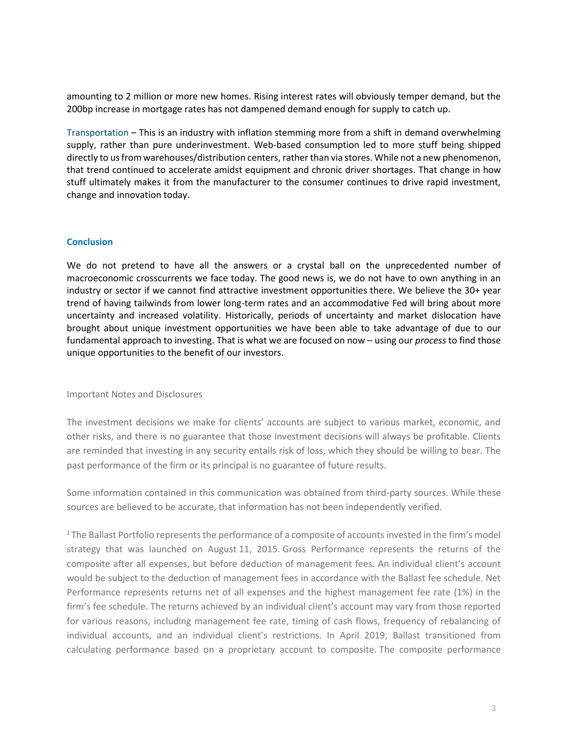amounting to 2 million or more new homes. Rising interest rates will obviously temper demand, but the 200bp increase in mortgage rates has not dampened demand enough for supply to catch up.

Transportation – This is an industry with inflation stemming more from a shift in demand overwhelming supply, rather than pure underinvestment. Web-based consumption led to more stuff being shipped directly to us from warehouses/distribution centers, rather than via stores. While not a new phenomenon, that trend continued to accelerate amidst equipment and chronic driver shortages. That change in how stuff ultimately makes it from the manufacturer to the consumer continues to drive rapid investment, change and innovation today.

## Conclusion

We do not pretend to have all the answers or a crystal ball on the unprecedented number of macroeconomic crosscurrents we face today. The good news is, we do not have to own anything in an industry or sector if we cannot find attractive investment opportunities there. We believe the 30+ year trend of having tailwinds from lower long-term rates and an accommodative Fed will bring about more uncertainty and increased volatility. Historically, periods of uncertainty and market dislocation have brought about unique investment opportunities we have been able to take advantage of due to our fundamental approach to investing. That is what we are focused on now – using our *process* to find those unique opportunities to the benefit of our investors.

Important Notes and Disclosures

The investment decisions we make for clients' accounts are subject to various market, economic, and other risks, and there is no guarantee that those investment decisions will always be profitable. Clients are reminded that investing in any security entails risk of loss, which they should be willing to bear. The past performance of the firm or its principal is no guarantee of future results.

Some information contained in this communication was obtained from third-party sources. While these sources are believed to be accurate, that information has not been independently verified.

[1] The Ballast Portfolio represents the performance of a composite of accounts invested in the firm's model strategy that was launched on August 11, 2015. Gross Performance represents the returns of the composite after all expenses, but before deduction of management fees. An individual client's account would be subject to the deduction of management fees in accordance with the Ballast fee schedule. Net Performance represents returns net of all expenses and the highest management fee rate (1%) in the firm's fee schedule. The returns achieved by an individual client's account may vary from those reported for various reasons, including management fee rate, timing of cash flows, frequency of rebalancing of individual accounts, and an individual client's restrictions. In April 2019, Ballast transitioned from calculating performance based on a proprietary account to composite. The composite performance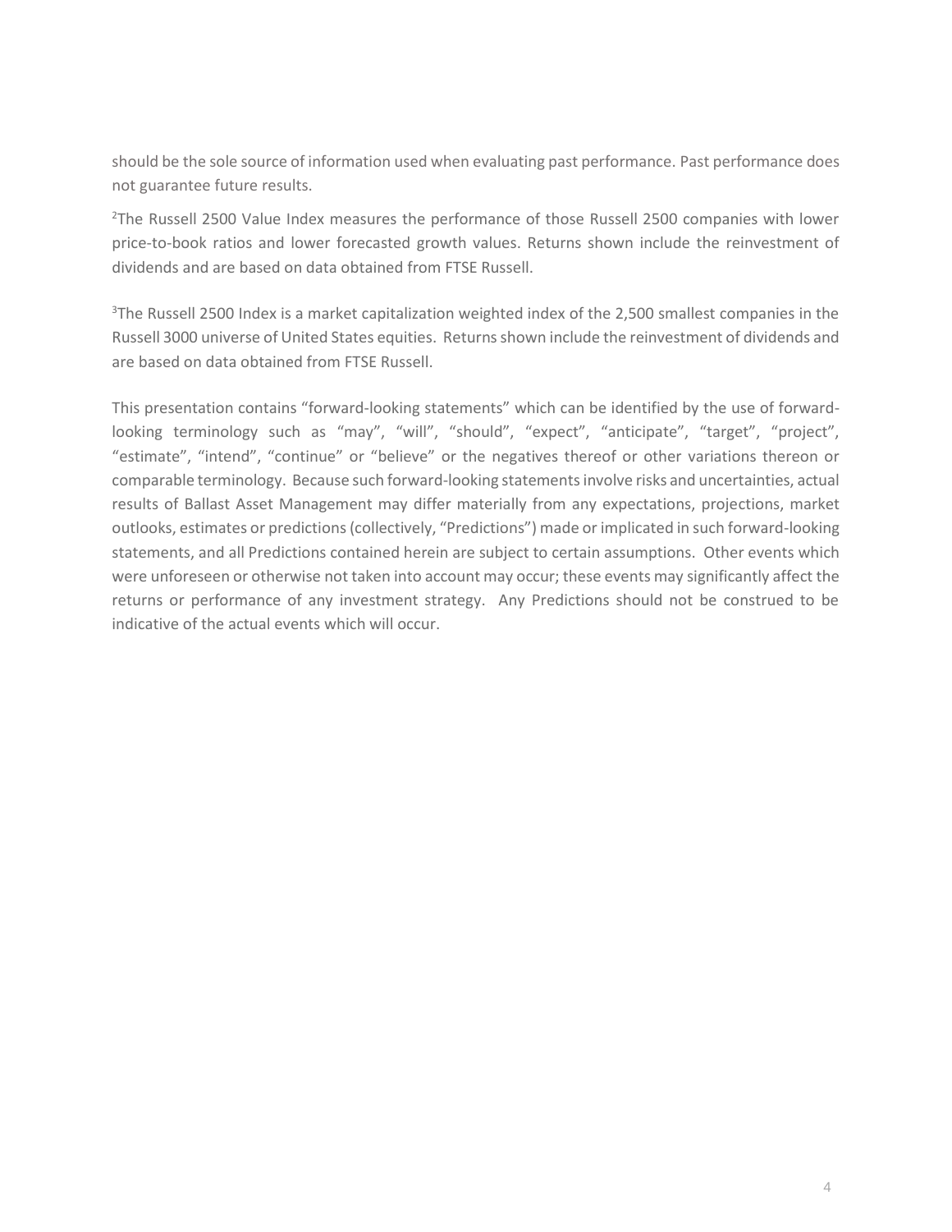should be the sole source of information used when evaluating past performance. Past performance does not guarantee future results.

[2]The Russell 2500 Value Index measures the performance of those Russell 2500 companies with lower price-to-book ratios and lower forecasted growth values. Returns shown include the reinvestment of dividends and are based on data obtained from FTSE Russell.

[3]The Russell 2500 Index is a market capitalization weighted index of the 2,500 smallest companies in the Russell 3000 universe of United States equities. Returns shown include the reinvestment of dividends and are based on data obtained from FTSE Russell.

This presentation contains "forward-looking statements" which can be identified by the use of forward-looking terminology such as "may", "will", "should", "expect", "anticipate", "target", "project", "estimate", "intend", "continue" or "believe" or the negatives thereof or other variations thereon or comparable terminology. Because such forward-looking statements involve risks and uncertainties, actual results of Ballast Asset Management may differ materially from any expectations, projections, market outlooks, estimates or predictions (collectively, "Predictions") made or implicated in such forward-looking statements, and all Predictions contained herein are subject to certain assumptions. Other events which were unforeseen or otherwise not taken into account may occur; these events may significantly affect the returns or performance of any investment strategy. Any Predictions should not be construed to be indicative of the actual events which will occur.